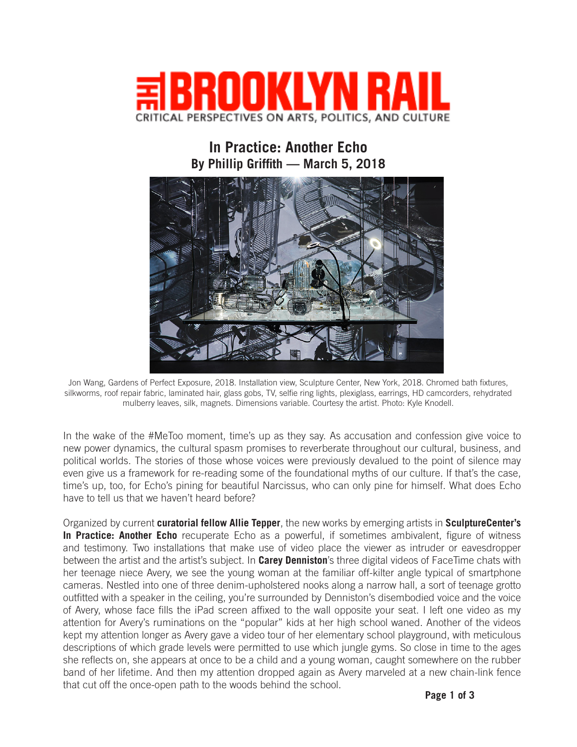# THE BROOKLYN RAIL

CRITICAL PERSPECTIVES ON ARTS, POLITICS, AND CULTURE

## In Practice: Another Echo

**By Phillip Griffith — March 5, 2018**

Jon Wang, Gardens of Perfect Exposure, 2018. Installation view, Sculpture Center, New York, 2018. Chromed bath fixtures, silkworms, roof repair fabric, laminated hair, glass gobs, TV, selfie ring lights, plexiglass, earrings, HD camcorders, rehydrated mulberry leaves, silk, magnets. Dimensions variable. Courtesy the artist. Photo: Kyle Knodell.

In the wake of the #MeToo moment, time's up as they say. As accusation and confession give voice to new power dynamics, the cultural spasm promises to reverberate throughout our cultural, business, and political worlds. The stories of those whose voices were previously devalued to the point of silence may even give us a framework for re-reading some of the foundational myths of our culture. If that's the case, time's up, too, for Echo's pining for beautiful Narcissus, who can only pine for himself. What does Echo have to tell us that we haven't heard before?

Organized by current **curatorial fellow Allie Tepper**, the new works by emerging artists in **SculptureCenter's In Practice: Another Echo** recuperate Echo as a powerful, if sometimes ambivalent, figure of witness and testimony. Two installations that make use of video place the viewer as intruder or eavesdropper between the artist and the artist's subject. In **Carey Denniston**'s three digital videos of FaceTime chats with her teenage niece Avery, we see the young woman at the familiar off-kilter angle typical of smartphone cameras. Nestled into one of three denim-upholstered nooks along a narrow hall, a sort of teenage grotto outfitted with a speaker in the ceiling, you're surrounded by Denniston's disembodied voice and the voice of Avery, whose face fills the iPad screen affixed to the wall opposite your seat. I left one video as my attention for Avery's ruminations on the "popular" kids at her high school waned. Another of the videos kept my attention longer as Avery gave a video tour of her elementary school playground, with meticulous descriptions of which grade levels were permitted to use which jungle gyms. So close in time to the ages she reflects on, she appears at once to be a child and a young woman, caught somewhere on the rubber band of her lifetime. And then my attention dropped again as Avery marveled at a new chain-link fence that cut off the once-open path to the woods behind the school.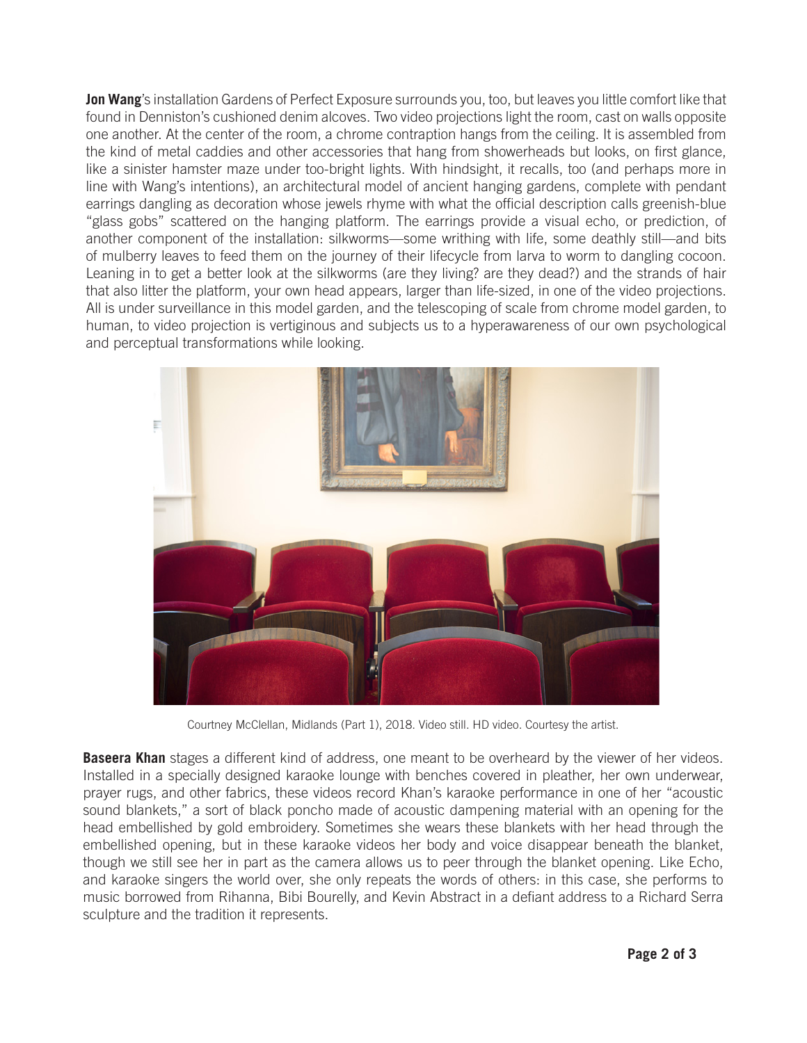**Jon Wang**'s installation Gardens of Perfect Exposure surrounds you, too, but leaves you little comfort like that found in Denniston's cushioned denim alcoves. Two video projections light the room, cast on walls opposite one another. At the center of the room, a chrome contraption hangs from the ceiling. It is assembled from the kind of metal caddies and other accessories that hang from showerheads but looks, on first glance, like a sinister hamster maze under too-bright lights. With hindsight, it recalls, too (and perhaps more in line with Wang's intentions), an architectural model of ancient hanging gardens, complete with pendant earrings dangling as decoration whose jewels rhyme with what the official description calls greenish-blue "glass gobs" scattered on the hanging platform. The earrings provide a visual echo, or prediction, of another component of the installation: silkworms—some writhing with life, some deathly still—and bits of mulberry leaves to feed them on the journey of their lifecycle from larva to worm to dangling cocoon. Leaning in to get a better look at the silkworms (are they living? are they dead?) and the strands of hair that also litter the platform, your own head appears, larger than life-sized, in one of the video projections. All is under surveillance in this model garden, and the telescoping of scale from chrome model garden, to human, to video projection is vertiginous and subjects us to a hyperawareness of our own psychological and perceptual transformations while looking.

Courtney McClellan, Midlands (Part 1), 2018. Video still. HD video. Courtesy the artist.

**Baseera Khan** stages a different kind of address, one meant to be overheard by the viewer of her videos. Installed in a specially designed karaoke lounge with benches covered in pleather, her own underwear, prayer rugs, and other fabrics, these videos record Khan's karaoke performance in one of her "acoustic sound blankets," a sort of black poncho made of acoustic dampening material with an opening for the head embellished by gold embroidery. Sometimes she wears these blankets with her head through the embellished opening, but in these karaoke videos her body and voice disappear beneath the blanket, though we still see her in part as the camera allows us to peer through the blanket opening. Like Echo, and karaoke singers the world over, she only repeats the words of others: in this case, she performs to music borrowed from Rihanna, Bibi Bourelly, and Kevin Abstract in a defiant address to a Richard Serra sculpture and the tradition it represents.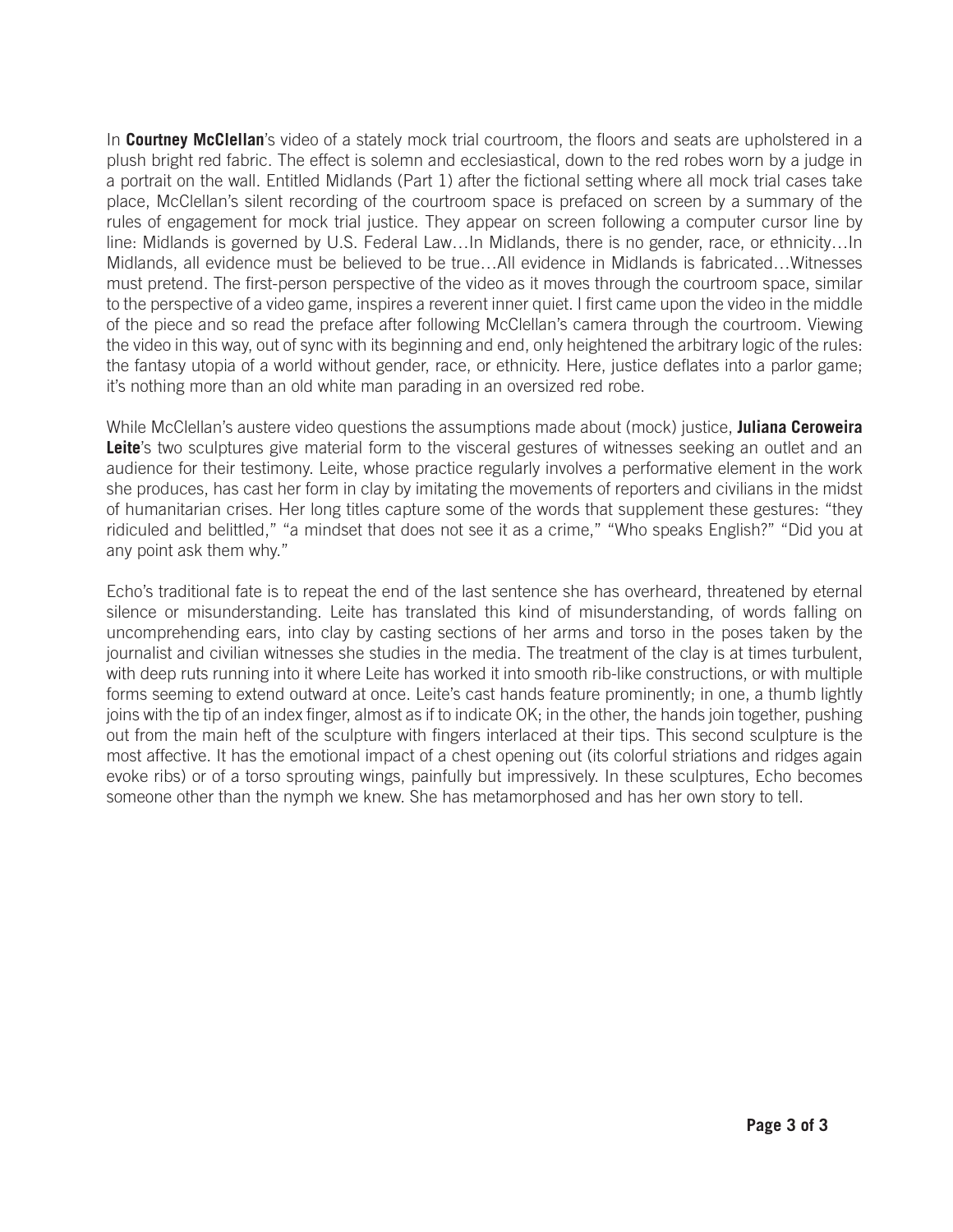In **Courtney McClellan**'s video of a stately mock trial courtroom, the floors and seats are upholstered in a plush bright red fabric. The effect is solemn and ecclesiastical, down to the red robes worn by a judge in a portrait on the wall. Entitled Midlands (Part 1) after the fictional setting where all mock trial cases take place, McClellan's silent recording of the courtroom space is prefaced on screen by a summary of the rules of engagement for mock trial justice. They appear on screen following a computer cursor line by line: Midlands is governed by U.S. Federal Law…In Midlands, there is no gender, race, or ethnicity…In Midlands, all evidence must be believed to be true…All evidence in Midlands is fabricated…Witnesses must pretend. The first-person perspective of the video as it moves through the courtroom space, similar to the perspective of a video game, inspires a reverent inner quiet. I first came upon the video in the middle of the piece and so read the preface after following McClellan's camera through the courtroom. Viewing the video in this way, out of sync with its beginning and end, only heightened the arbitrary logic of the rules: the fantasy utopia of a world without gender, race, or ethnicity. Here, justice deflates into a parlor game; it's nothing more than an old white man parading in an oversized red robe.

While McClellan's austere video questions the assumptions made about (mock) justice, **Juliana Ceroweira Leite**'s two sculptures give material form to the visceral gestures of witnesses seeking an outlet and an audience for their testimony. Leite, whose practice regularly involves a performative element in the work she produces, has cast her form in clay by imitating the movements of reporters and civilians in the midst of humanitarian crises. Her long titles capture some of the words that supplement these gestures: "they ridiculed and belittled," "a mindset that does not see it as a crime," "Who speaks English?" "Did you at any point ask them why."

Echo's traditional fate is to repeat the end of the last sentence she has overheard, threatened by eternal silence or misunderstanding. Leite has translated this kind of misunderstanding, of words falling on uncomprehending ears, into clay by casting sections of her arms and torso in the poses taken by the journalist and civilian witnesses she studies in the media. The treatment of the clay is at times turbulent, with deep ruts running into it where Leite has worked it into smooth rib-like constructions, or with multiple forms seeming to extend outward at once. Leite's cast hands feature prominently; in one, a thumb lightly joins with the tip of an index finger, almost as if to indicate OK; in the other, the hands join together, pushing out from the main heft of the sculpture with fingers interlaced at their tips. This second sculpture is the most affective. It has the emotional impact of a chest opening out (its colorful striations and ridges again evoke ribs) or of a torso sprouting wings, painfully but impressively. In these sculptures, Echo becomes someone other than the nymph we knew. She has metamorphosed and has her own story to tell.